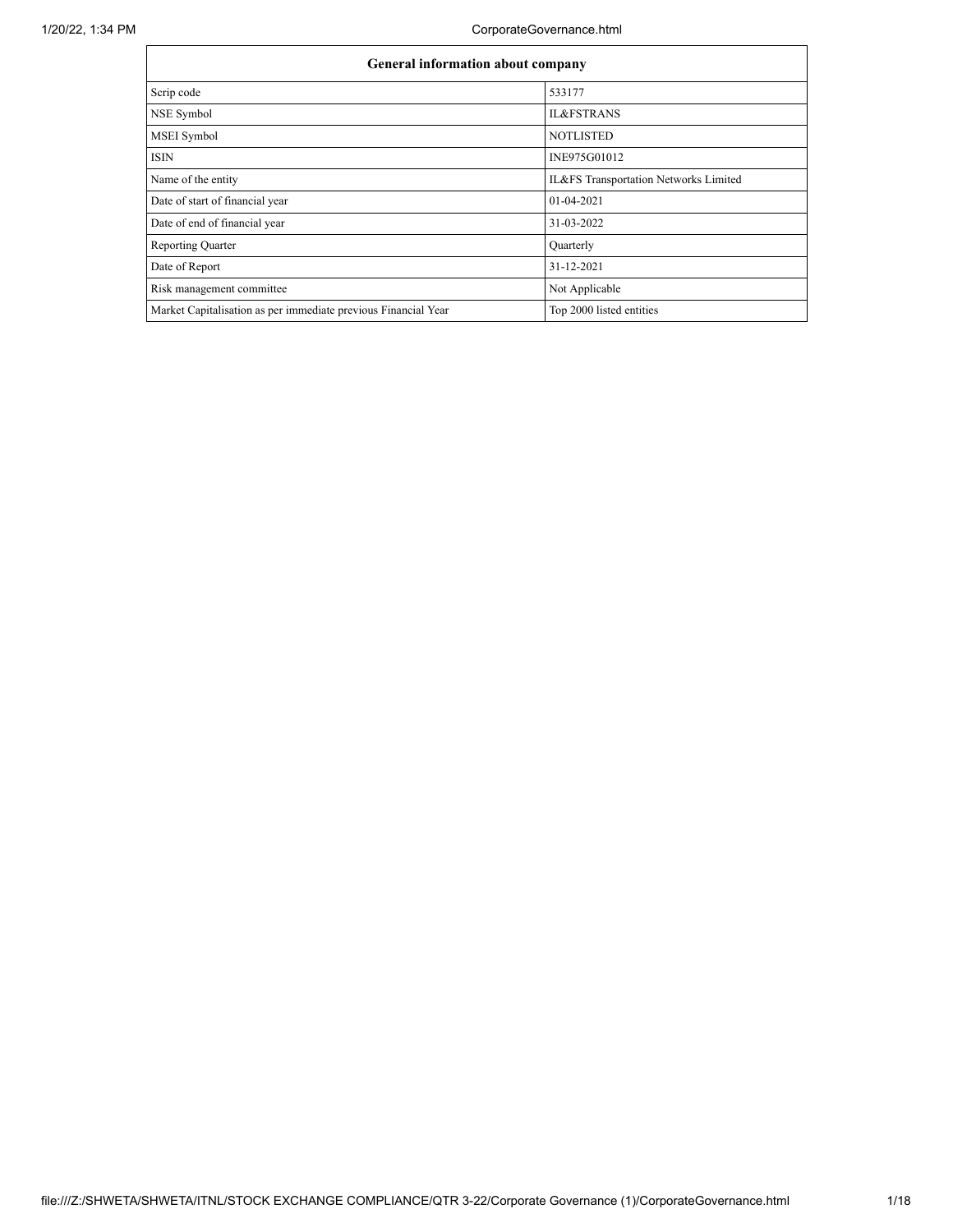| General information about company | |
| --- | --- |
| Scrip code | 533177 |
| NSE Symbol | IL&FSTRANS |
| MSEI Symbol | NOTLISTED |
| ISIN | INE975G01012 |
| Name of the entity | IL&FS Transportation Networks Limited |
| Date of start of financial year | 01-04-2021 |
| Date of end of financial year | 31-03-2022 |
| Reporting Quarter | Quarterly |
| Date of Report | 31-12-2021 |
| Risk management committee | Not Applicable |
| Market Capitalisation as per immediate previous Financial Year | Top 2000 listed entities |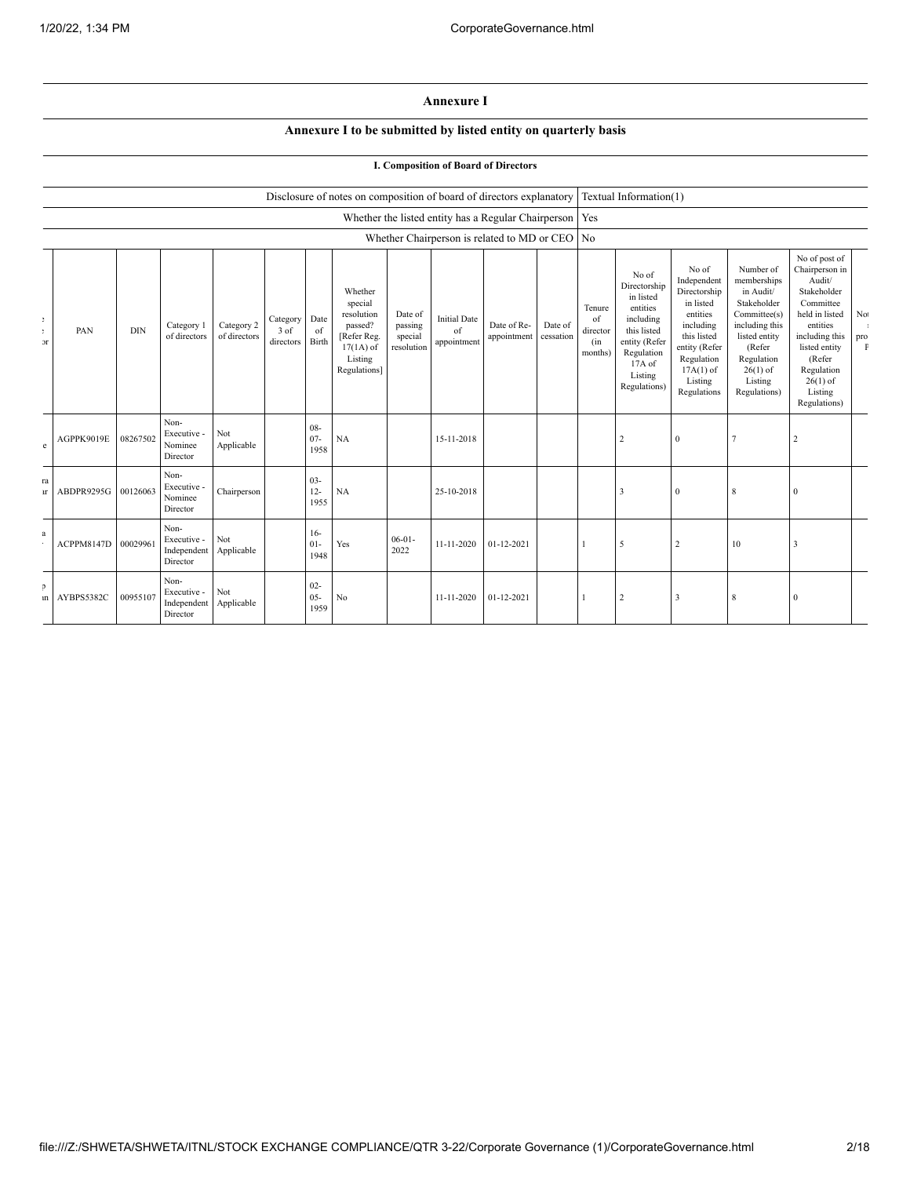# Annexure I

## Annexure I to be submitted by listed entity on quarterly basis

### I. Composition of Board of Directors

| | |
|---|---|
| Disclosure of notes on composition of board of directors explanatory | Textual Information(1) |
| Whether the listed entity has a Regular Chairperson | Yes |
| Whether Chairperson is related to MD or CEO | No |

| | PAN | DIN | Category 1 of directors | Category 2 of directors | Category 3 of directors | Date of Birth | Whether special resolution passed? [Refer Reg. 17(1A) of Listing Regulations] | Date of passing special resolution | Initial Date of appointment | Date of Re-appointment | Date of cessation | Tenure of director (in months) | No of Directorship in listed entities including this listed entity (Refer Regulation 17A of Listing Regulations) | No of Independent Directorship in listed entities including this listed entity (Refer Regulation 17A(1) of Listing Regulations | Number of memberships in Audit/ Stakeholder Committee(s) including this listed entity (Refer Regulation 26(1) of Listing Regulations) | No of post of Chairperson in Audit/ Stakeholder Committee held in listed entities including this listed entity (Refer Regulation 26(1) of Listing Regulations) | No pro F |
|---|---|---|---|---|---|---|---|---|---|---|---|---|---|---|---|---|---|
| e | AGPPK9019E | 08267502 | Non-Executive - Nominee Director | Not Applicable | | 08-07-1958 | NA | | 15-11-2018 | | | | 2 | 0 | 7 | 2 | |
| ra ar | ABDPR9295G | 00126063 | Non-Executive - Nominee Director | Chairperson | | 03-12-1955 | NA | | 25-10-2018 | | | | 3 | 0 | 8 | 0 | |
| a | ACPPM8147D | 00029961 | Non-Executive - Independent Director | Not Applicable | | 16-01-1948 | Yes | 06-01-2022 | 11-11-2020 | 01-12-2021 | | 1 | 5 | 2 | 10 | 3 | |
| p an | AYBPS5382C | 00955107 | Non-Executive - Independent Director | Not Applicable | | 02-05-1959 | No | | 11-11-2020 | 01-12-2021 | | 1 | 2 | 3 | 8 | 0 | |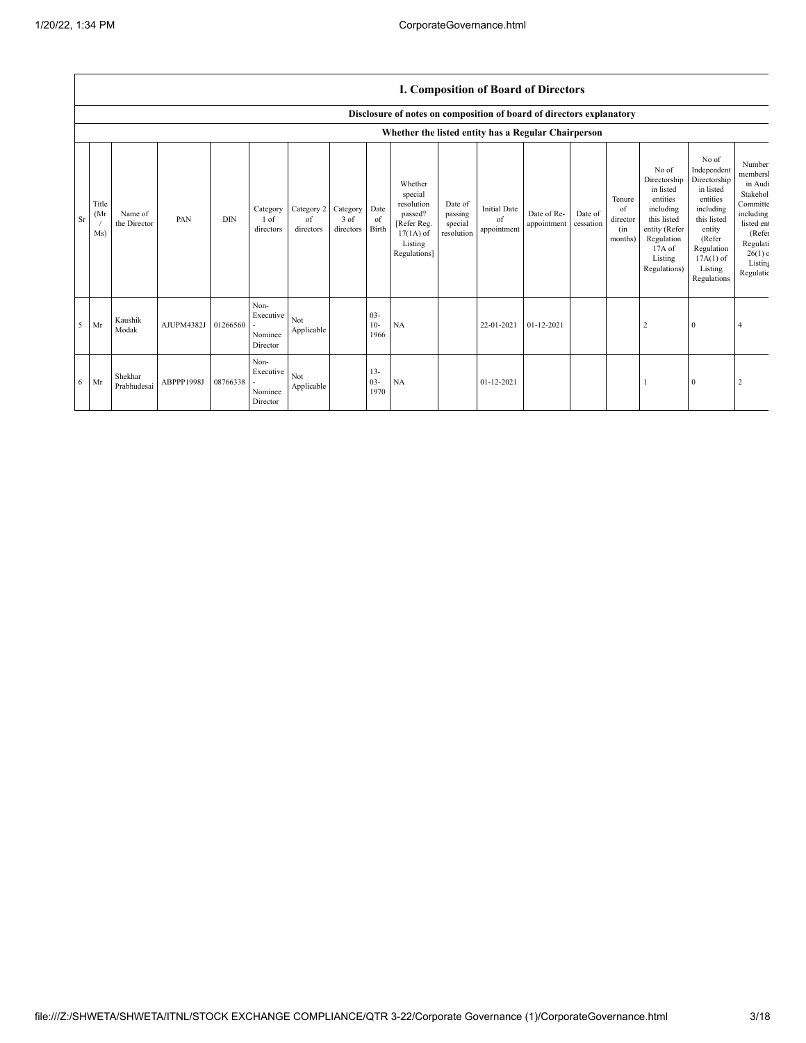# I. Composition of Board of Directors

## Disclosure of notes on composition of board of directors explanatory

### Whether the listed entity has a Regular Chairperson

| Sr | Title (Mr / Ms) | Name of the Director | PAN | DIN | Category 1 of directors | Category 2 of directors | Category 3 of directors | Date of Birth | Whether special resolution passed? [Refer Reg. 17(1A) of Listing Regulations] | Date of passing special resolution | Initial Date of appointment | Date of Re-appointment | Date of cessation | Tenure of director (in months) | No of Directorship in listed entities including this listed entity (Refer Regulation 17A of Listing Regulations) | No of Independent Directorship in listed entities including this listed entity (Refer Regulation 17A(1) of Listing Regulations | Number membersl in Audi Stakehol Committe including listed ent (Refer Regulati 26(1) o Listing Regulatic |
|---|---|---|---|---|---|---|---|---|---|---|---|---|---|---|---|---|---|
| 5 | Mr | Kaushik Modak | AJUPM4382J | 01266560 | Non-Executive - Nominee Director | Not Applicable | | 03-10-1966 | NA | | 22-01-2021 | 01-12-2021 | | | 2 | 0 | 4 |
| 6 | Mr | Shekhar Prabhudesai | ABPPP1998J | 08766338 | Non-Executive - Nominee Director | Not Applicable | | 13-03-1970 | NA | | 01-12-2021 | | | | 1 | 0 | 2 |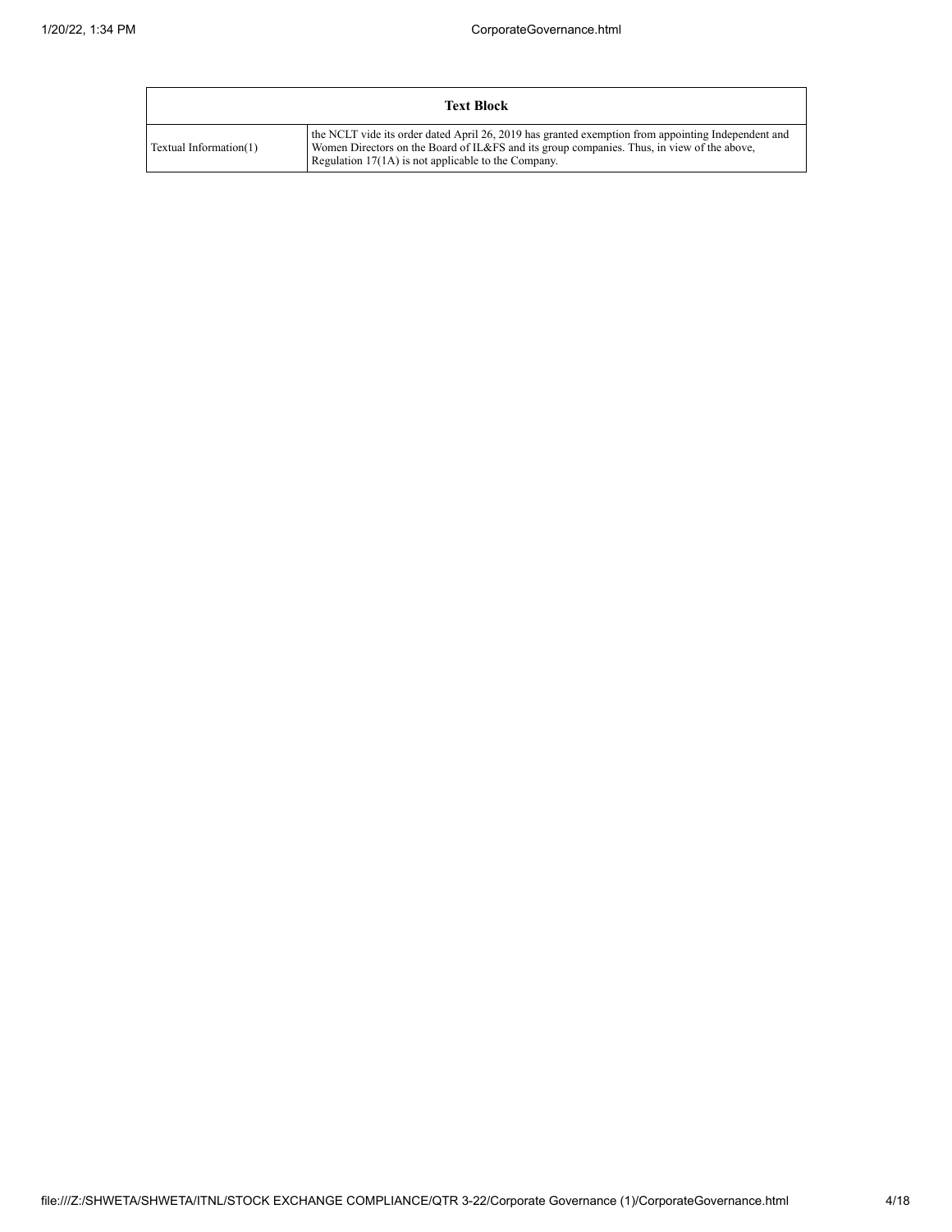| Text Block | |
| --- | --- |
| Textual Information(1) | the NCLT vide its order dated April 26, 2019 has granted exemption from appointing Independent and Women Directors on the Board of IL&FS and its group companies. Thus, in view of the above, Regulation 17(1A) is not applicable to the Company. |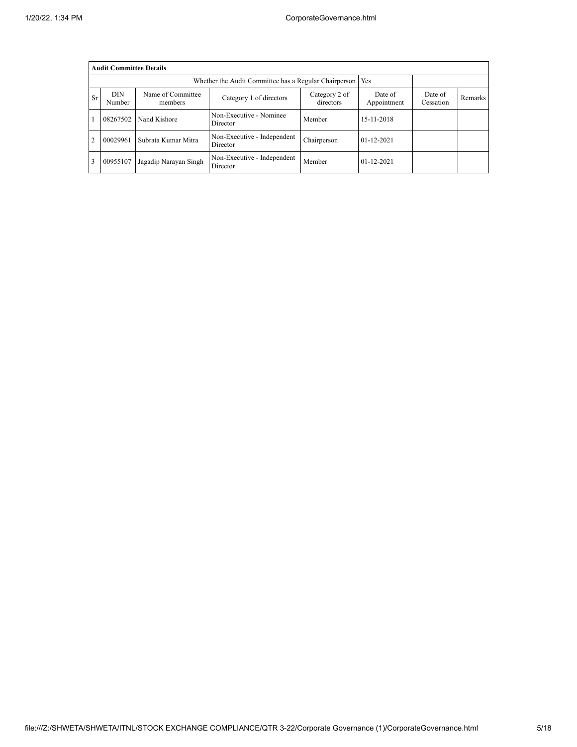| Audit Committee Details | | | | | | | |
|---|---|---|---|---|---|---|---|
| Whether the Audit Committee has a Regular Chairperson | | | | | Yes | | |
| Sr | DIN Number | Name of Committee members | Category 1 of directors | Category 2 of directors | Date of Appointment | Date of Cessation | Remarks |
| 1 | 08267502 | Nand Kishore | Non-Executive - Nominee Director | Member | 15-11-2018 | | |
| 2 | 00029961 | Subrata Kumar Mitra | Non-Executive - Independent Director | Chairperson | 01-12-2021 | | |
| 3 | 00955107 | Jagadip Narayan Singh | Non-Executive - Independent Director | Member | 01-12-2021 | | |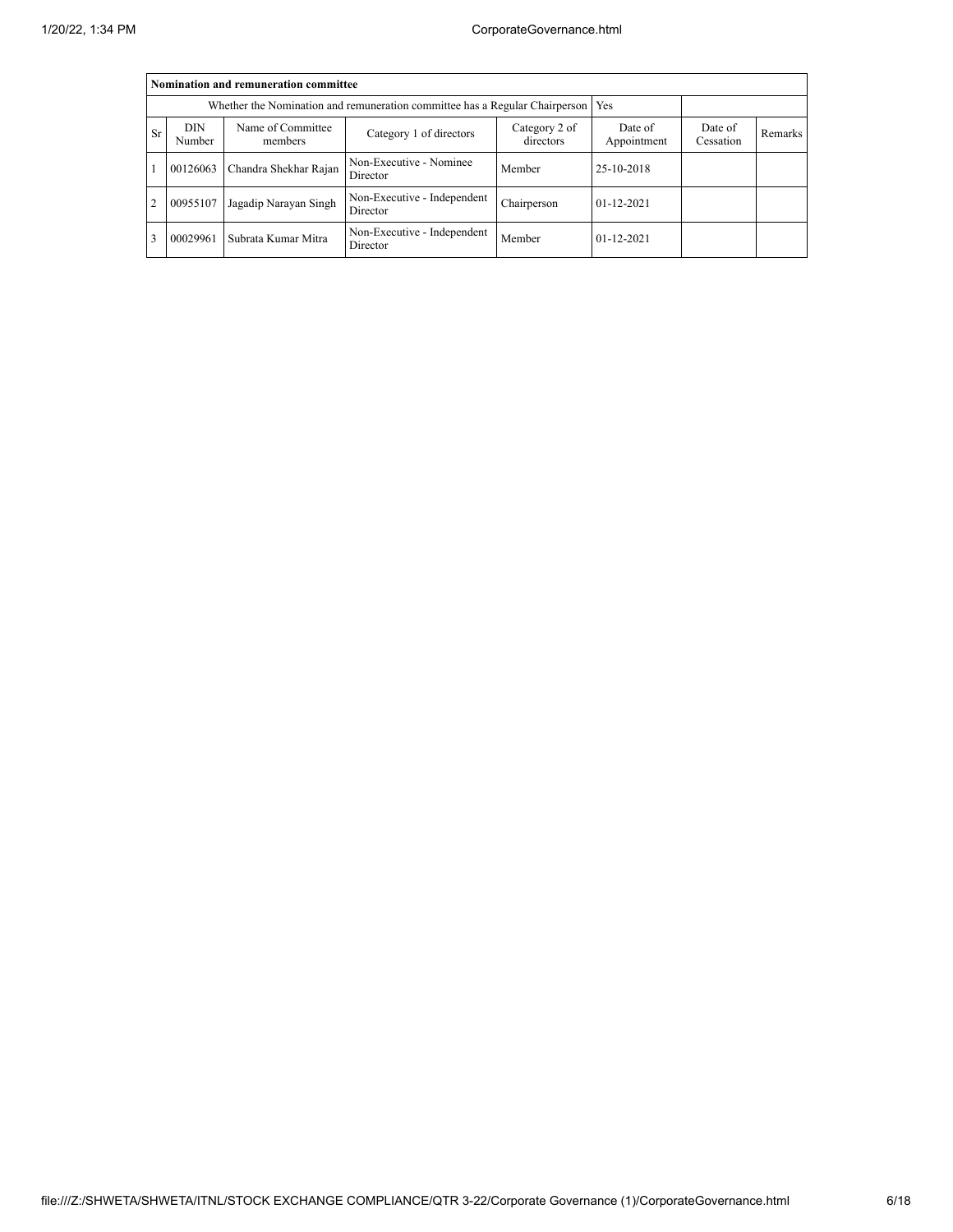| Nomination and remuneration committee | | | | | | | |
|---|---|---|---|---|---|---|---|
| Whether the Nomination and remuneration committee has a Regular Chairperson | | | | | Yes | | |
| Sr | DIN Number | Name of Committee members | Category 1 of directors | Category 2 of directors | Date of Appointment | Date of Cessation | Remarks |
| 1 | 00126063 | Chandra Shekhar Rajan | Non-Executive - Nominee Director | Member | 25-10-2018 | | |
| 2 | 00955107 | Jagadip Narayan Singh | Non-Executive - Independent Director | Chairperson | 01-12-2021 | | |
| 3 | 00029961 | Subrata Kumar Mitra | Non-Executive - Independent Director | Member | 01-12-2021 | | |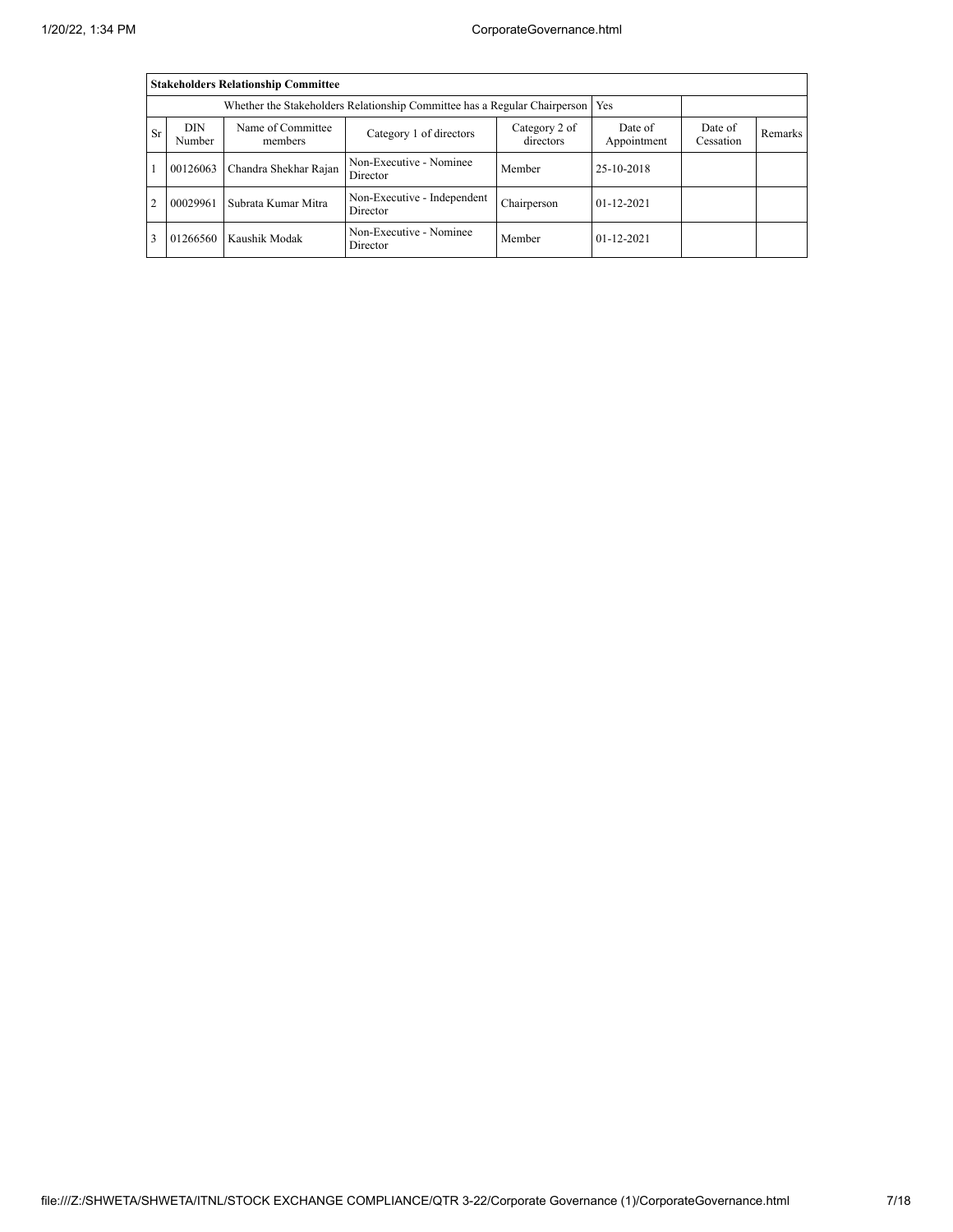| Stakeholders Relationship Committee | | | | | | | |
|---|---|---|---|---|---|---|---|
| Whether the Stakeholders Relationship Committee has a Regular Chairperson | | | | | Yes | | |
| Sr | DIN Number | Name of Committee members | Category 1 of directors | Category 2 of directors | Date of Appointment | Date of Cessation | Remarks |
| 1 | 00126063 | Chandra Shekhar Rajan | Non-Executive - Nominee Director | Member | 25-10-2018 | | |
| 2 | 00029961 | Subrata Kumar Mitra | Non-Executive - Independent Director | Chairperson | 01-12-2021 | | |
| 3 | 01266560 | Kaushik Modak | Non-Executive - Nominee Director | Member | 01-12-2021 | | |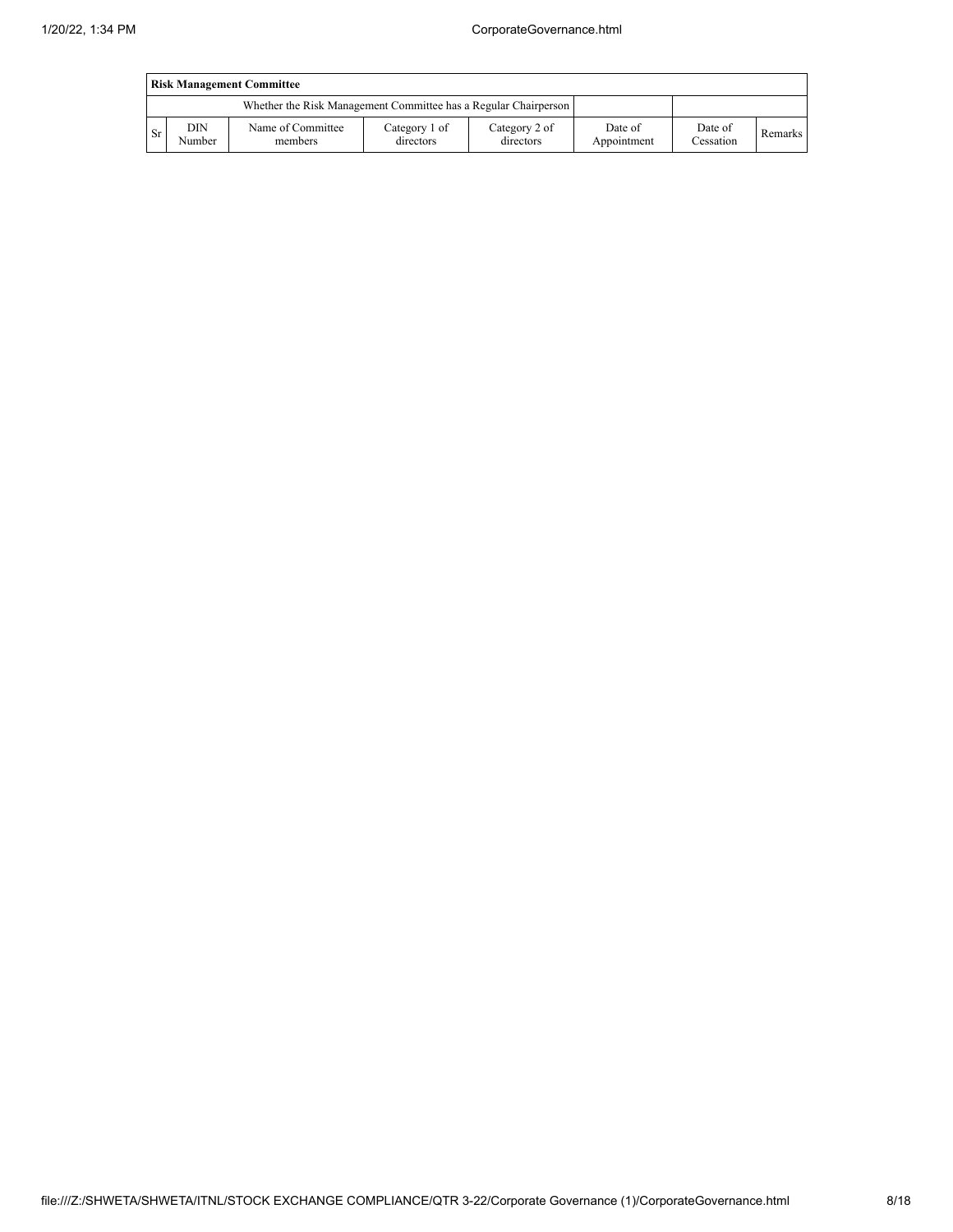| Risk Management Committee | | | | | | | |
|---|---|---|---|---|---|---|---|
| Whether the Risk Management Committee has a Regular Chairperson | | | | | | | |
| Sr | DIN Number | Name of Committee members | Category 1 of directors | Category 2 of directors | Date of Appointment | Date of Cessation | Remarks |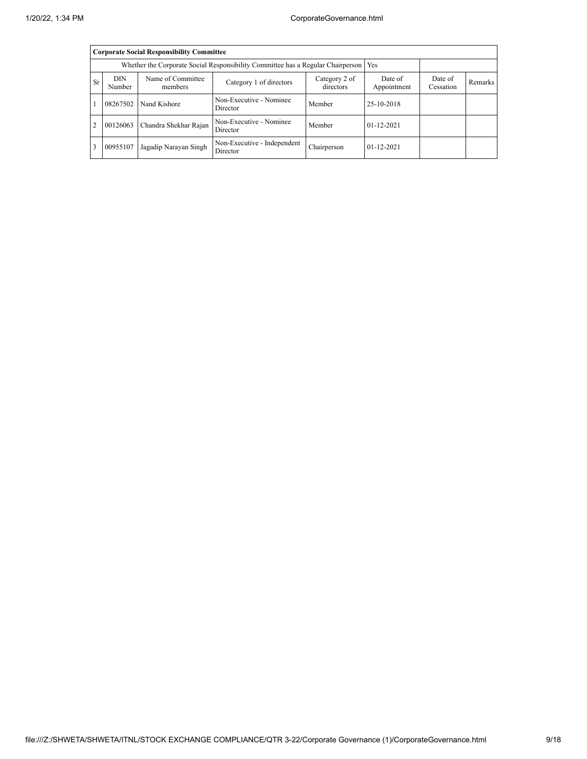| Corporate Social Responsibility Committee | | | | | | | |
|---|---|---|---|---|---|---|---|
| Whether the Corporate Social Responsibility Committee has a Regular Chairperson | | | | | Yes | | |
| Sr | DIN Number | Name of Committee members | Category 1 of directors | Category 2 of directors | Date of Appointment | Date of Cessation | Remarks |
| 1 | 08267502 | Nand Kishore | Non-Executive - Nominee Director | Member | 25-10-2018 | | |
| 2 | 00126063 | Chandra Shekhar Rajan | Non-Executive - Nominee Director | Member | 01-12-2021 | | |
| 3 | 00955107 | Jagadip Narayan Singh | Non-Executive - Independent Director | Chairperson | 01-12-2021 | | |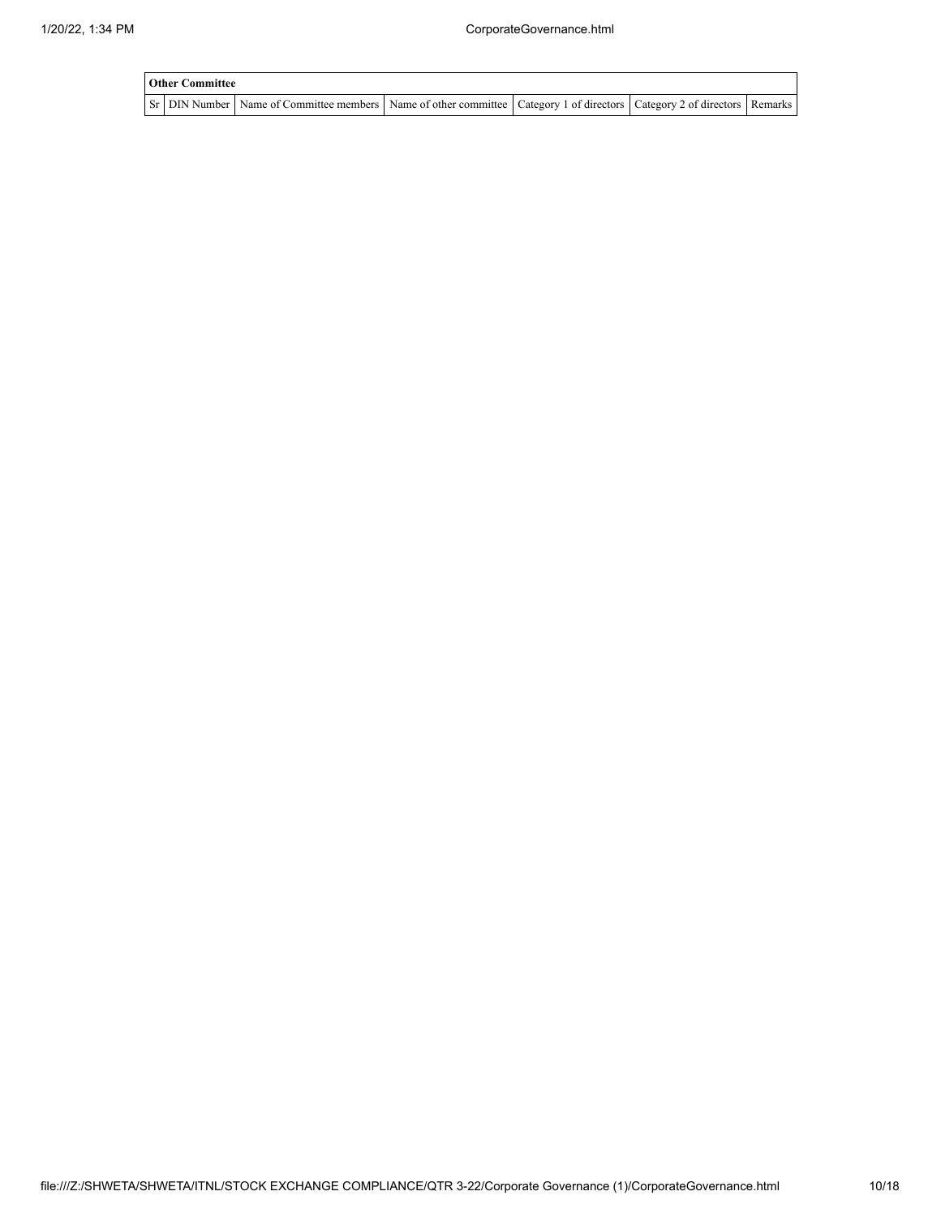| Other Committee | | | | | | |
|---|---|---|---|---|---|---|
| Sr | DIN Number | Name of Committee members | Name of other committee | Category 1 of directors | Category 2 of directors | Remarks |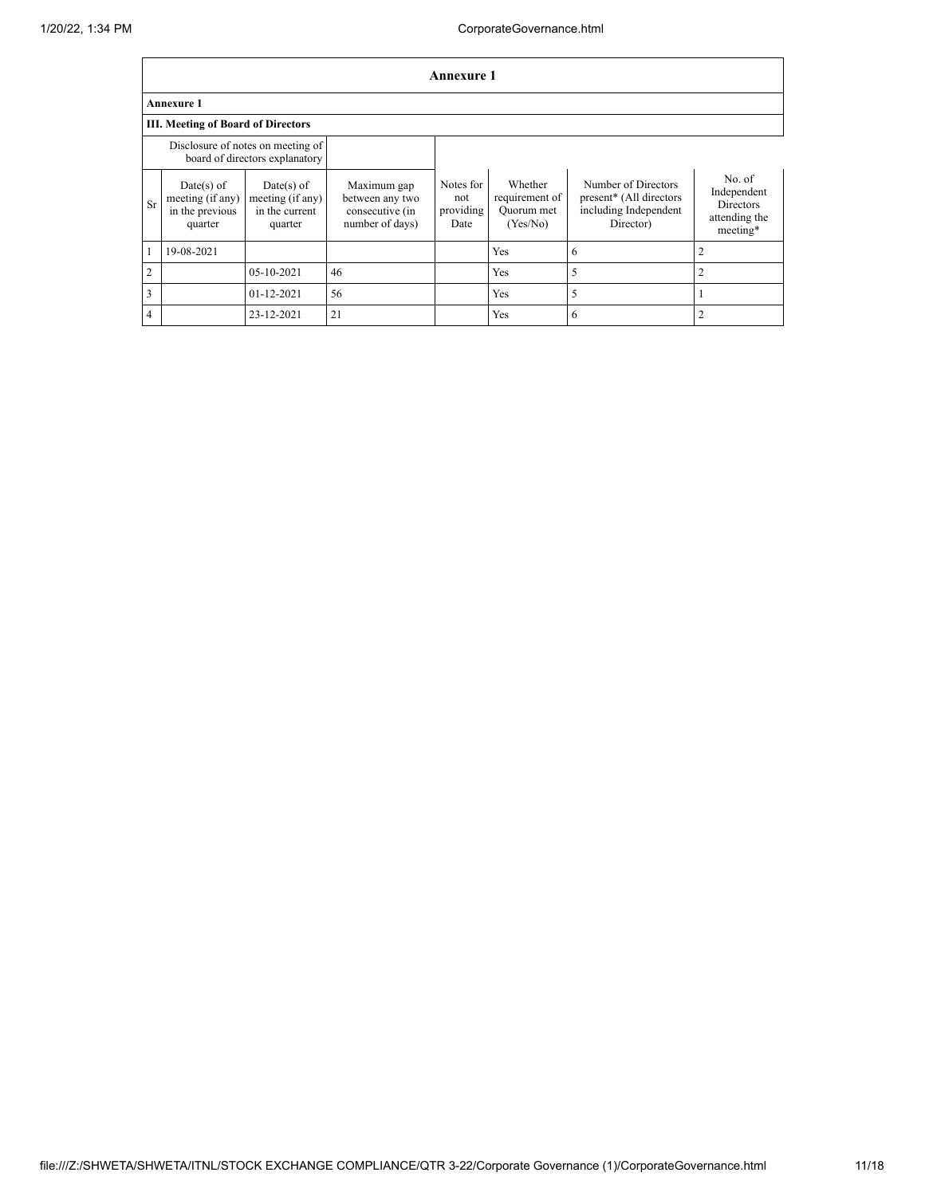## Annexure 1

### Annexure 1

### III. Meeting of Board of Directors

| Disclosure of notes on meeting of board of directors explanatory | | | | | | | |
|---|---|---|---|---|---|---|---|
| Sr | Date(s) of meeting (if any) in the previous quarter | Date(s) of meeting (if any) in the current quarter | Maximum gap between any two consecutive (in number of days) | Notes for not providing Date | Whether requirement of Quorum met (Yes/No) | Number of Directors present* (All directors including Independent Director) | No. of Independent Directors attending the meeting* |
| 1 | 19-08-2021 | | | | Yes | 6 | 2 |
| 2 | | 05-10-2021 | 46 | | Yes | 5 | 2 |
| 3 | | 01-12-2021 | 56 | | Yes | 5 | 1 |
| 4 | | 23-12-2021 | 21 | | Yes | 6 | 2 |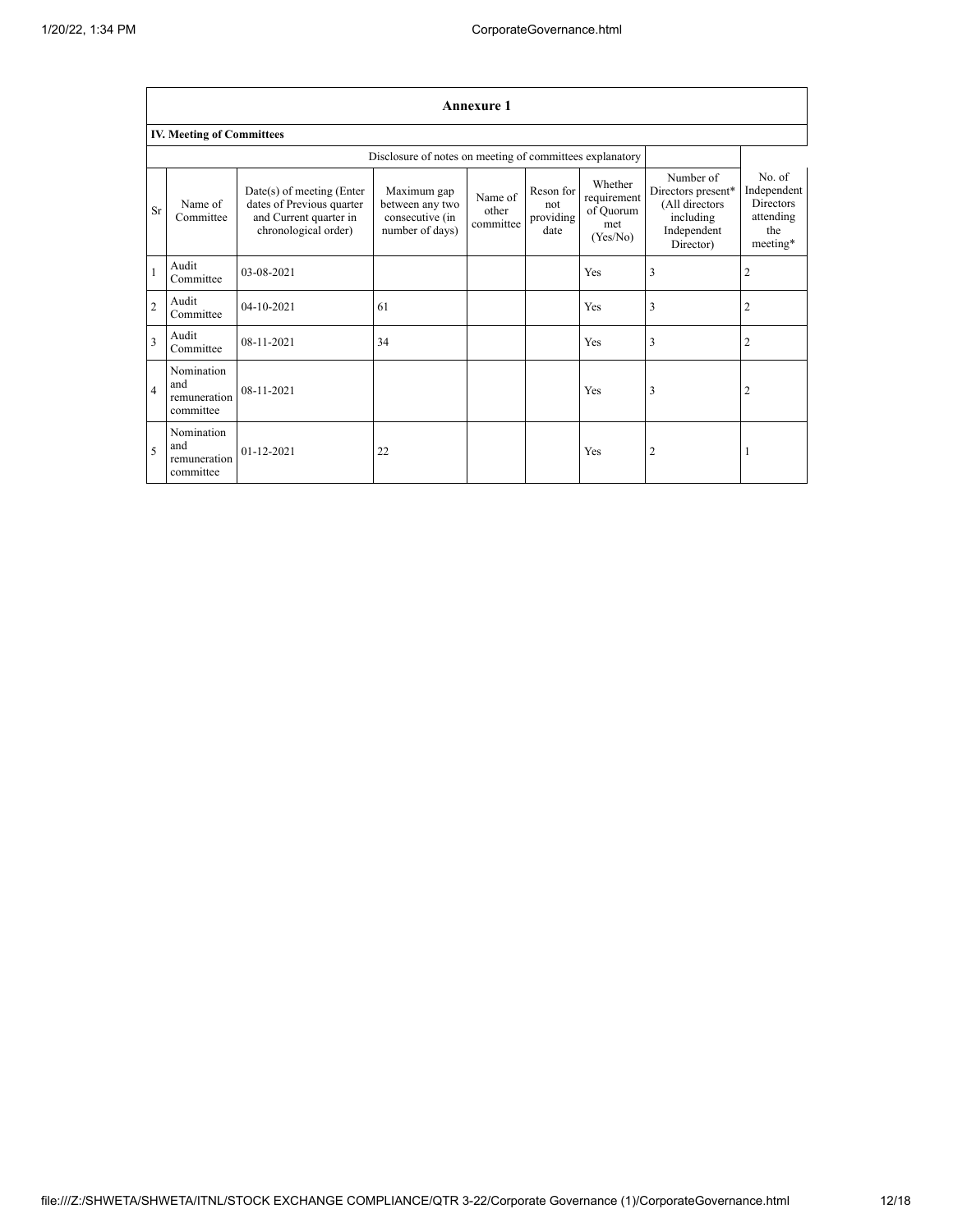## Annexure 1

### IV. Meeting of Committees

Disclosure of notes on meeting of committees explanatory

| Sr | Name of Committee | Date(s) of meeting (Enter dates of Previous quarter and Current quarter in chronological order) | Maximum gap between any two consecutive (in number of days) | Name of other committee | Reson for not providing date | Whether requirement of Quorum met (Yes/No) | Number of Directors present* (All directors including Independent Director) | No. of Independent Directors attending the meeting* |
|---|---|---|---|---|---|---|---|---|
| 1 | Audit Committee | 03-08-2021 | | | | Yes | 3 | 2 |
| 2 | Audit Committee | 04-10-2021 | 61 | | | Yes | 3 | 2 |
| 3 | Audit Committee | 08-11-2021 | 34 | | | Yes | 3 | 2 |
| 4 | Nomination and remuneration committee | 08-11-2021 | | | | Yes | 3 | 2 |
| 5 | Nomination and remuneration committee | 01-12-2021 | 22 | | | Yes | 2 | 1 |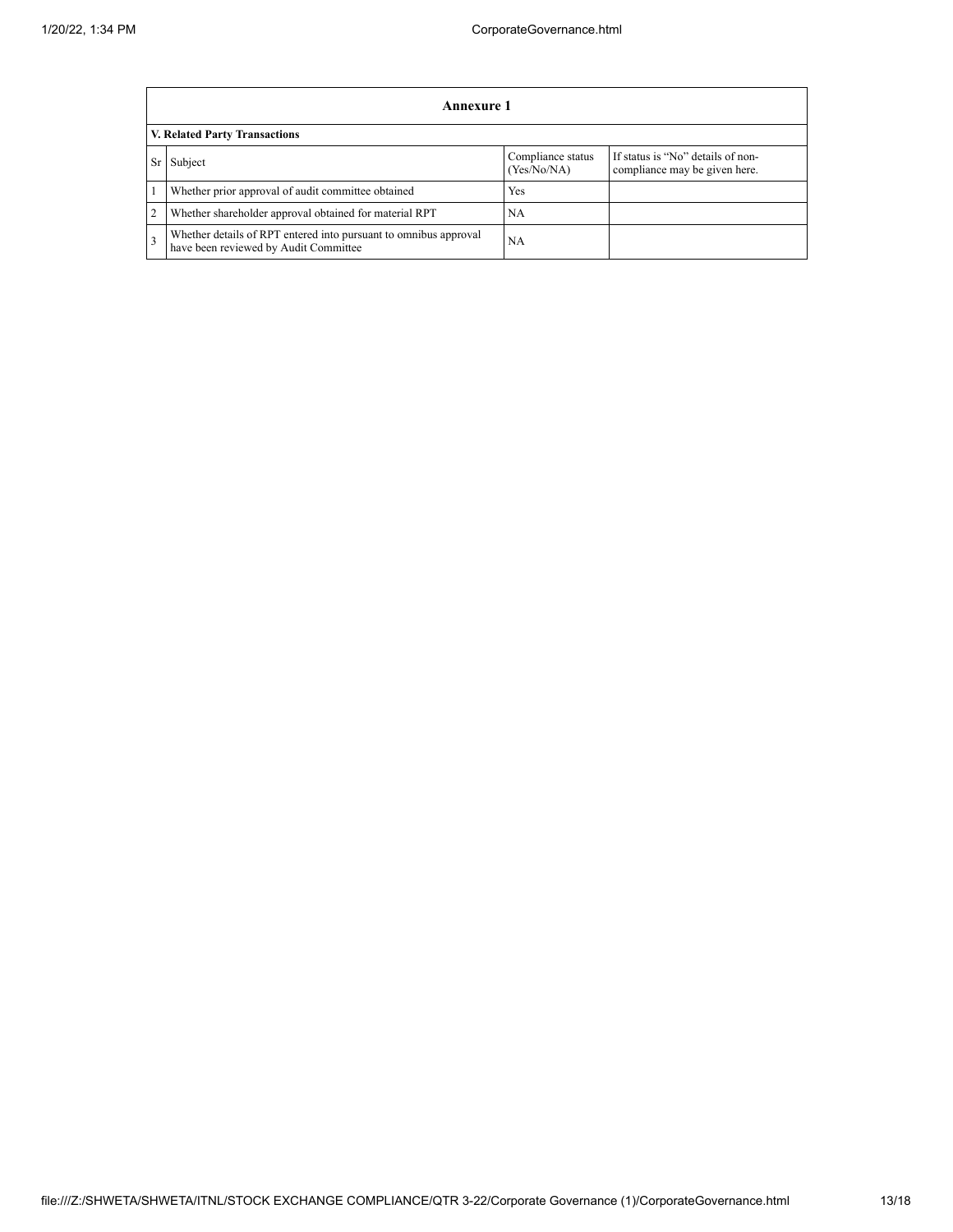| Annexure 1 | | | |
|---|---|---|---|
| **V. Related Party Transactions** | | | |
| Sr | Subject | Compliance status (Yes/No/NA) | If status is "No" details of non-compliance may be given here. |
| 1 | Whether prior approval of audit committee obtained | Yes | |
| 2 | Whether shareholder approval obtained for material RPT | NA | |
| 3 | Whether details of RPT entered into pursuant to omnibus approval have been reviewed by Audit Committee | NA | |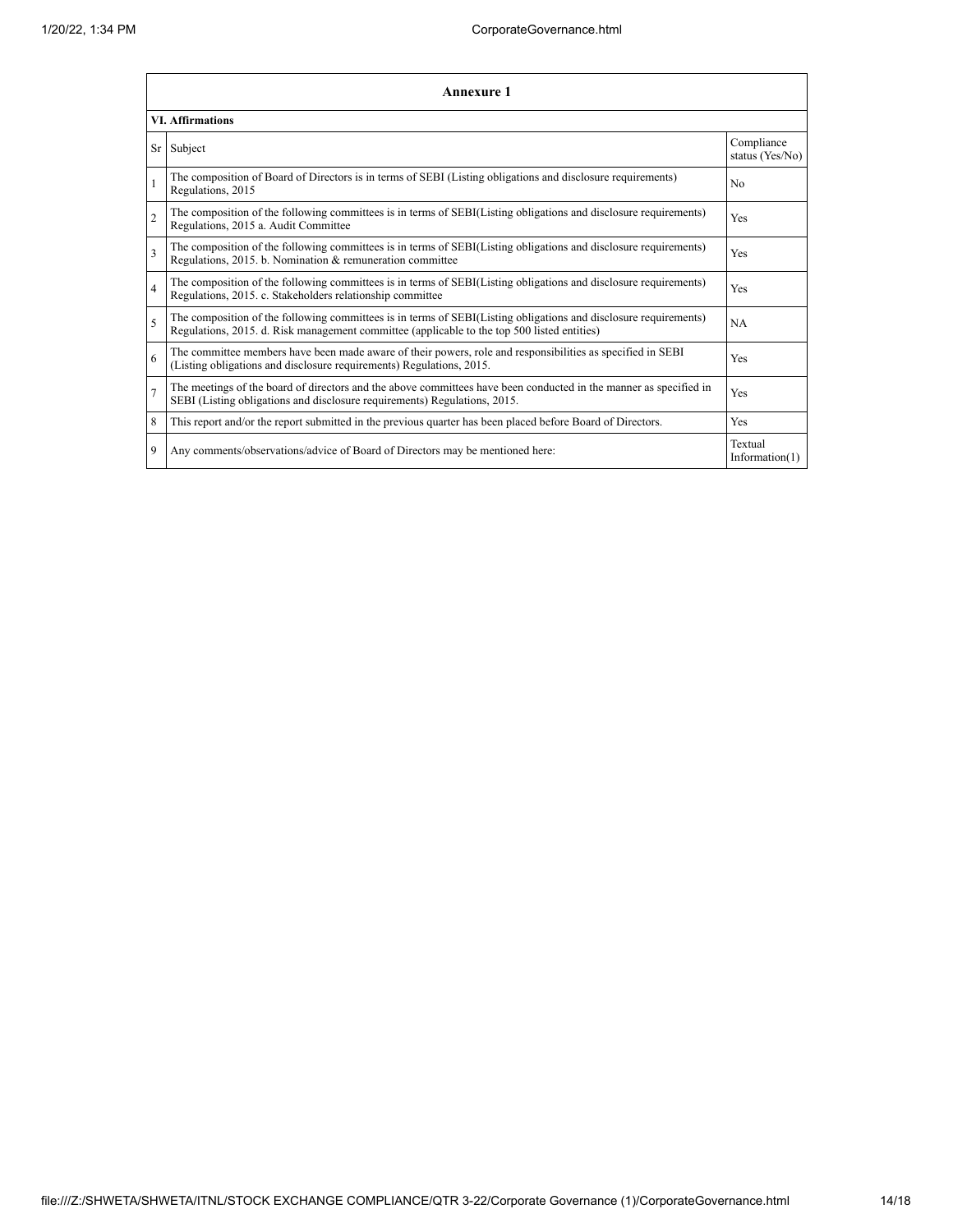| Annexure 1 | | |
|---|---|---|
| **VI. Affirmations** | | |
| Sr | Subject | Compliance status (Yes/No) |
| 1 | The composition of Board of Directors is in terms of SEBI (Listing obligations and disclosure requirements) Regulations, 2015 | No |
| 2 | The composition of the following committees is in terms of SEBI(Listing obligations and disclosure requirements) Regulations, 2015 a. Audit Committee | Yes |
| 3 | The composition of the following committees is in terms of SEBI(Listing obligations and disclosure requirements) Regulations, 2015. b. Nomination & remuneration committee | Yes |
| 4 | The composition of the following committees is in terms of SEBI(Listing obligations and disclosure requirements) Regulations, 2015. c. Stakeholders relationship committee | Yes |
| 5 | The composition of the following committees is in terms of SEBI(Listing obligations and disclosure requirements) Regulations, 2015. d. Risk management committee (applicable to the top 500 listed entities) | NA |
| 6 | The committee members have been made aware of their powers, role and responsibilities as specified in SEBI (Listing obligations and disclosure requirements) Regulations, 2015. | Yes |
| 7 | The meetings of the board of directors and the above committees have been conducted in the manner as specified in SEBI (Listing obligations and disclosure requirements) Regulations, 2015. | Yes |
| 8 | This report and/or the report submitted in the previous quarter has been placed before Board of Directors. | Yes |
| 9 | Any comments/observations/advice of Board of Directors may be mentioned here: | Textual Information(1) |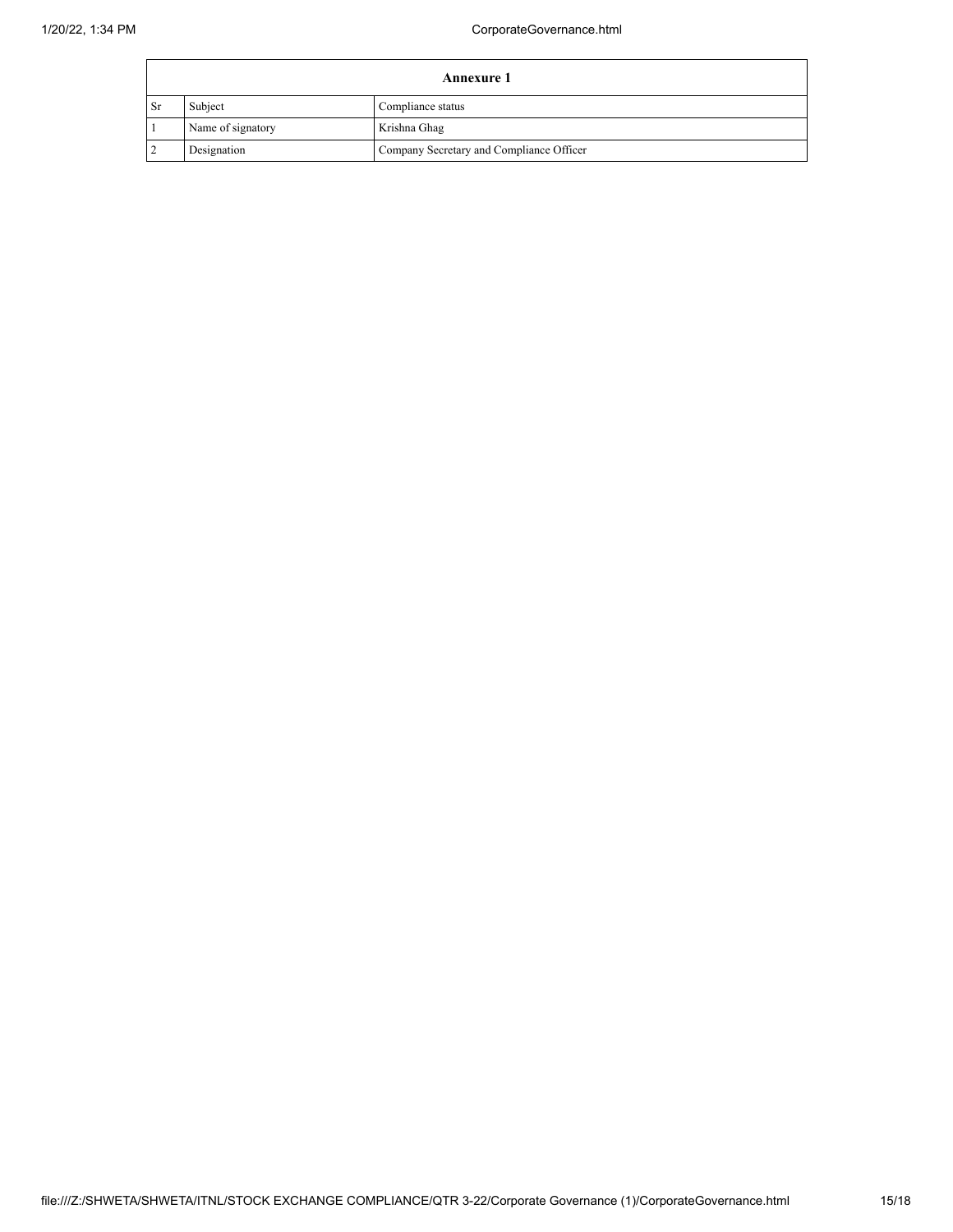| Annexure 1 | | |
|---|---|---|
| Sr | Subject | Compliance status |
| 1 | Name of signatory | Krishna Ghag |
| 2 | Designation | Company Secretary and Compliance Officer |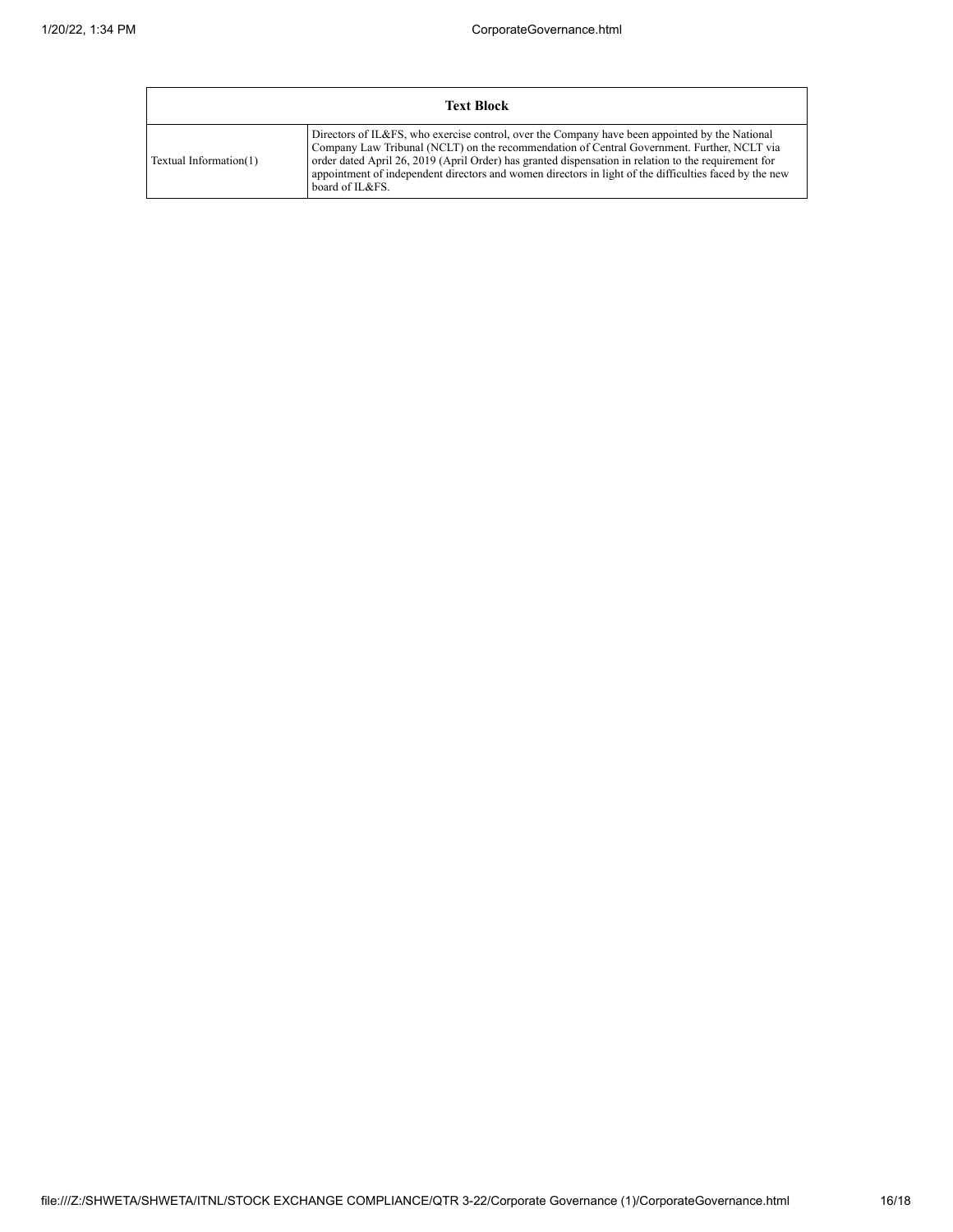| Text Block | |
|---|---|
| Textual Information(1) | Directors of IL&FS, who exercise control, over the Company have been appointed by the National Company Law Tribunal (NCLT) on the recommendation of Central Government. Further, NCLT via order dated April 26, 2019 (April Order) has granted dispensation in relation to the requirement for appointment of independent directors and women directors in light of the difficulties faced by the new board of IL&FS. |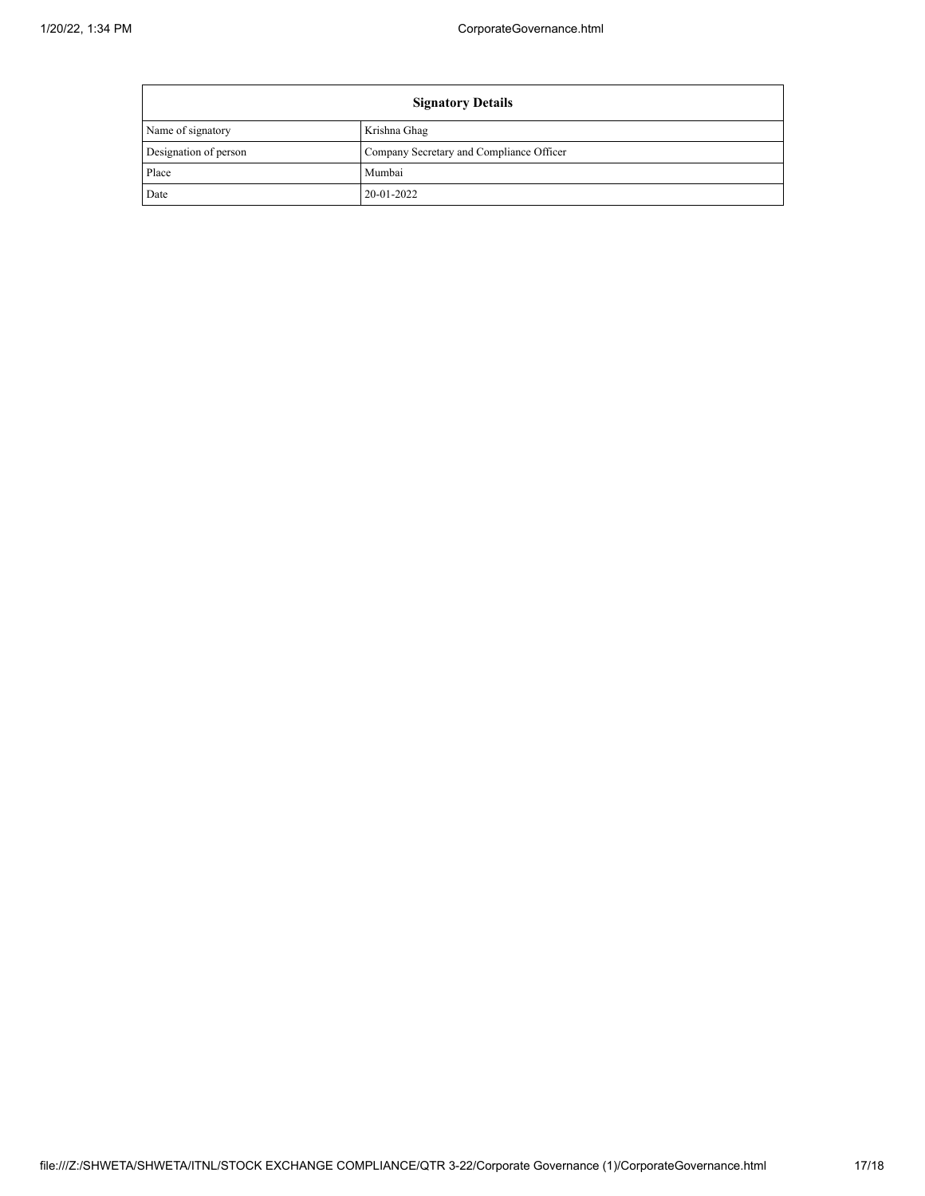| Signatory Details | |
|---|---|
| Name of signatory | Krishna Ghag |
| Designation of person | Company Secretary and Compliance Officer |
| Place | Mumbai |
| Date | 20-01-2022 |